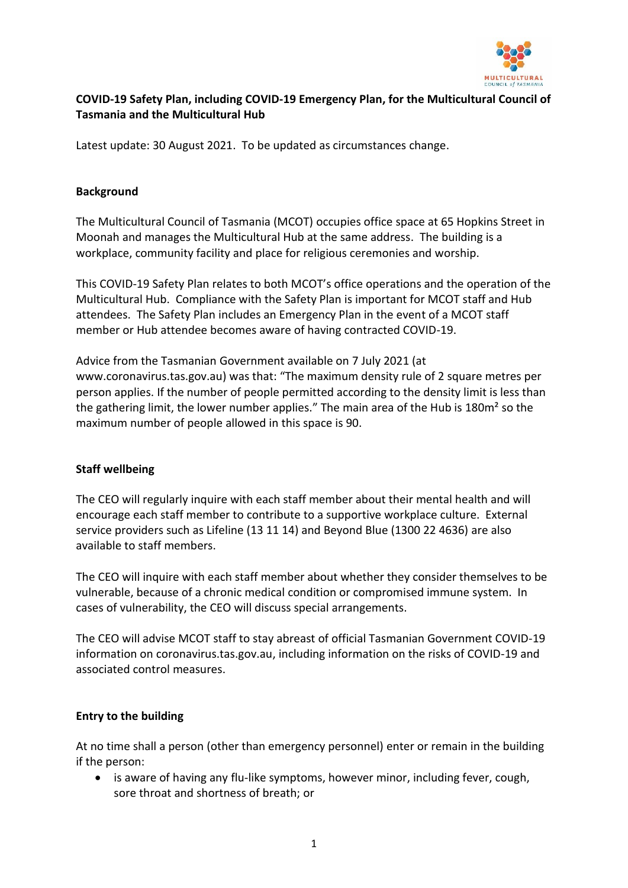**COVID-19 Safety Plan, including COVID-19 Emergency Plan, for the Multicultural Council of Tasmania and the Multicultural Hub**

Latest update: 30 August 2021. To be updated as circumstances change.

**Background**

The Multicultural Council of Tasmania (MCOT) occupies office space at 65 Hopkins Street in Moonah and manages the Multicultural Hub at the same address. The building is a workplace, community facility and place for religious ceremonies and worship.

This COVID-19 Safety Plan relates to both MCOT's office operations and the operation of the Multicultural Hub. Compliance with the Safety Plan is important for MCOT staff and Hub attendees. The Safety Plan includes an Emergency Plan in the event of a MCOT staff member or Hub attendee becomes aware of having contracted COVID-19.

Advice from the Tasmanian Government available on 7 July 2021 (at www.coronavirus.tas.gov.au) was that: "The maximum density rule of 2 square metres per person applies. If the number of people permitted according to the density limit is less than the gathering limit, the lower number applies." The main area of the Hub is 180m² so the maximum number of people allowed in this space is 90.

**Staff wellbeing**

The CEO will regularly inquire with each staff member about their mental health and will encourage each staff member to contribute to a supportive workplace culture. External service providers such as Lifeline (13 11 14) and Beyond Blue (1300 22 4636) are also available to staff members.

The CEO will inquire with each staff member about whether they consider themselves to be vulnerable, because of a chronic medical condition or compromised immune system. In cases of vulnerability, the CEO will discuss special arrangements.

The CEO will advise MCOT staff to stay abreast of official Tasmanian Government COVID-19 information on coronavirus.tas.gov.au, including information on the risks of COVID-19 and associated control measures.

**Entry to the building**

At no time shall a person (other than emergency personnel) enter or remain in the building if the person:

- is aware of having any flu-like symptoms, however minor, including fever, cough, sore throat and shortness of breath; or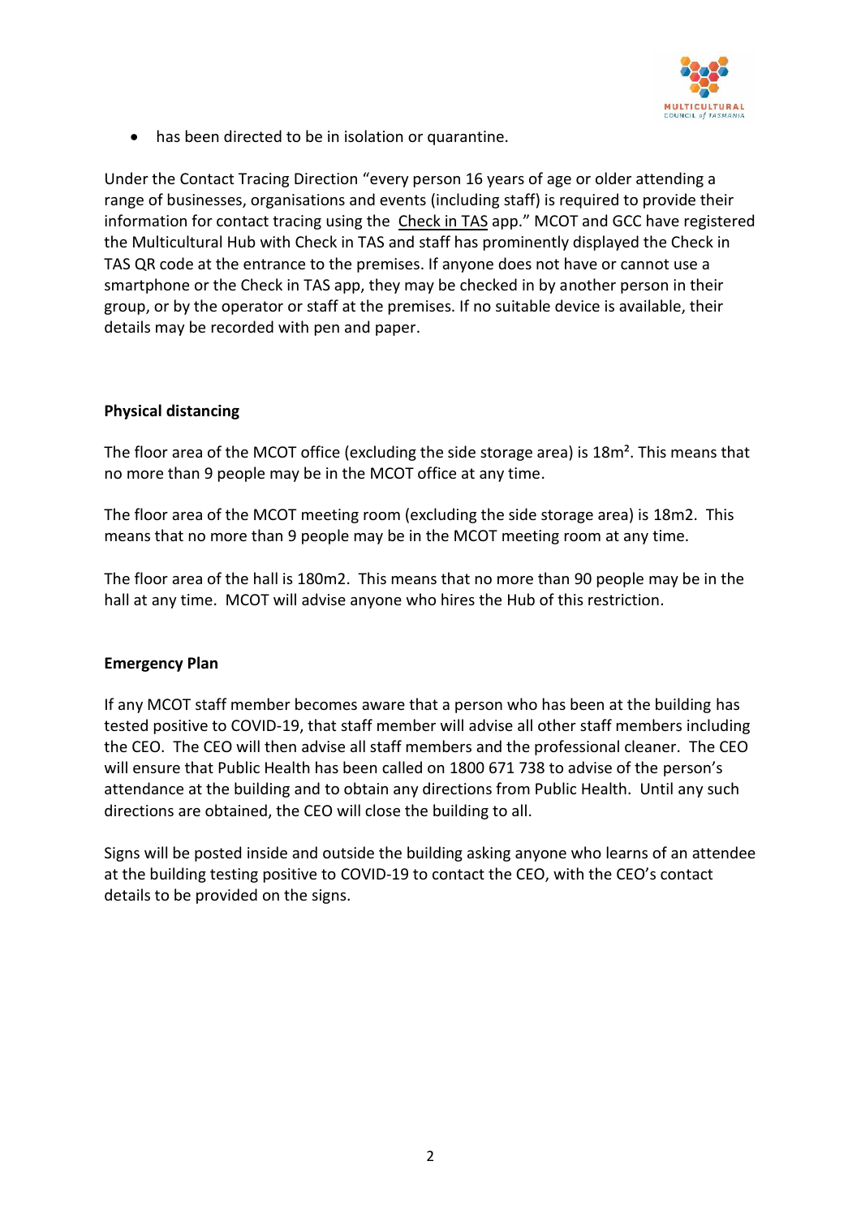- has been directed to be in isolation or quarantine.

Under the Contact Tracing Direction "every person 16 years of age or older attending a range of businesses, organisations and events (including staff) is required to provide their information for contact tracing using the Check in TAS app." MCOT and GCC have registered the Multicultural Hub with Check in TAS and staff has prominently displayed the Check in TAS QR code at the entrance to the premises. If anyone does not have or cannot use a smartphone or the Check in TAS app, they may be checked in by another person in their group, or by the operator or staff at the premises. If no suitable device is available, their details may be recorded with pen and paper.

**Physical distancing**

The floor area of the MCOT office (excluding the side storage area) is $18m^2$. This means that no more than 9 people may be in the MCOT office at any time.

The floor area of the MCOT meeting room (excluding the side storage area) is 18m2. This means that no more than 9 people may be in the MCOT meeting room at any time.

The floor area of the hall is 180m2. This means that no more than 90 people may be in the hall at any time. MCOT will advise anyone who hires the Hub of this restriction.

**Emergency Plan**

If any MCOT staff member becomes aware that a person who has been at the building has tested positive to COVID-19, that staff member will advise all other staff members including the CEO. The CEO will then advise all staff members and the professional cleaner. The CEO will ensure that Public Health has been called on 1800 671 738 to advise of the person's attendance at the building and to obtain any directions from Public Health. Until any such directions are obtained, the CEO will close the building to all.

Signs will be posted inside and outside the building asking anyone who learns of an attendee at the building testing positive to COVID-19 to contact the CEO, with the CEO's contact details to be provided on the signs.